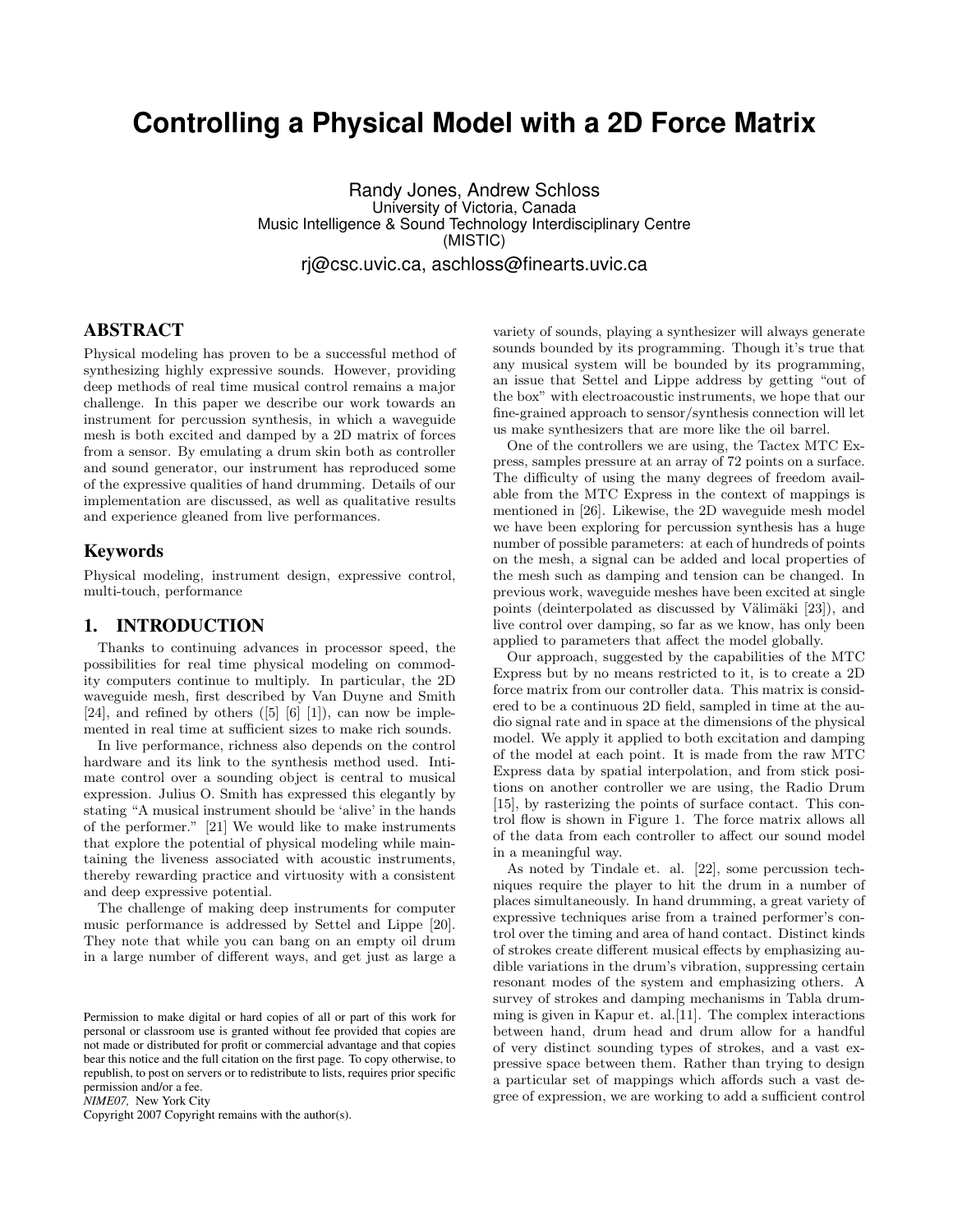# Controlling a Physical Model with a 2D Force Matrix

Randy Jones, Andrew Schloss
University of Victoria, Canada
Music Intelligence & Sound Technology Interdisciplinary Centre
(MISTIC)
rj@csc.uvic.ca, aschloss@finearts.uvic.ca

## ABSTRACT

Physical modeling has proven to be a successful method of synthesizing highly expressive sounds. However, providing deep methods of real time musical control remains a major challenge. In this paper we describe our work towards an instrument for percussion synthesis, in which a waveguide mesh is both excited and damped by a 2D matrix of forces from a sensor. By emulating a drum skin both as controller and sound generator, our instrument has reproduced some of the expressive qualities of hand drumming. Details of our implementation are discussed, as well as qualitative results and experience gleaned from live performances.

## Keywords

Physical modeling, instrument design, expressive control, multi-touch, performance

## 1. INTRODUCTION

Thanks to continuing advances in processor speed, the possibilities for real time physical modeling on commodity computers continue to multiply. In particular, the 2D waveguide mesh, first described by Van Duyne and Smith [24], and refined by others ([5] [6] [1]), can now be implemented in real time at sufficient sizes to make rich sounds.

In live performance, richness also depends on the control hardware and its link to the synthesis method used. Intimate control over a sounding object is central to musical expression. Julius O. Smith has expressed this elegantly by stating "A musical instrument should be 'alive' in the hands of the performer." [21] We would like to make instruments that explore the potential of physical modeling while maintaining the liveness associated with acoustic instruments, thereby rewarding practice and virtuosity with a consistent and deep expressive potential.

The challenge of making deep instruments for computer music performance is addressed by Settel and Lippe [20]. They note that while you can bang on an empty oil drum in a large number of different ways, and get just as large a variety of sounds, playing a synthesizer will always generate sounds bounded by its programming. Though it's true that any musical system will be bounded by its programming, an issue that Settel and Lippe address by getting "out of the box" with electroacoustic instruments, we hope that our fine-grained approach to sensor/synthesis connection will let us make synthesizers that are more like the oil barrel.

One of the controllers we are using, the Tactex MTC Express, samples pressure at an array of 72 points on a surface. The difficulty of using the many degrees of freedom available from the MTC Express in the context of mappings is mentioned in [26]. Likewise, the 2D waveguide mesh model we have been exploring for percussion synthesis has a huge number of possible parameters: at each of hundreds of points on the mesh, a signal can be added and local properties of the mesh such as damping and tension can be changed. In previous work, waveguide meshes have been excited at single points (deinterpolated as discussed by Välimäki [23]), and live control over damping, so far as we know, has only been applied to parameters that affect the model globally.

Our approach, suggested by the capabilities of the MTC Express but by no means restricted to it, is to create a 2D force matrix from our controller data. This matrix is considered to be a continuous 2D field, sampled in time at the audio signal rate and in space at the dimensions of the physical model. We apply it applied to both excitation and damping of the model at each point. It is made from the raw MTC Express data by spatial interpolation, and from stick positions on another controller we are using, the Radio Drum [15], by rasterizing the points of surface contact. This control flow is shown in Figure 1. The force matrix allows all of the data from each controller to affect our sound model in a meaningful way.

As noted by Tindale et. al. [22], some percussion techniques require the player to hit the drum in a number of places simultaneously. In hand drumming, a great variety of expressive techniques arise from a trained performer's control over the timing and area of hand contact. Distinct kinds of strokes create different musical effects by emphasizing audible variations in the drum's vibration, suppressing certain resonant modes of the system and emphasizing others. A survey of strokes and damping mechanisms in Tabla drumming is given in Kapur et. al.[11]. The complex interactions between hand, drum head and drum allow for a handful of very distinct sounding types of strokes, and a vast expressive space between them. Rather than trying to design a particular set of mappings which affords such a vast degree of expression, we are working to add a sufficient control

Permission to make digital or hard copies of all or part of this work for personal or classroom use is granted without fee provided that copies are not made or distributed for profit or commercial advantage and that copies bear this notice and the full citation on the first page. To copy otherwise, to republish, to post on servers or to redistribute to lists, requires prior specific permission and/or a fee.
*NIME07*, New York City
Copyright 2007 Copyright remains with the author(s).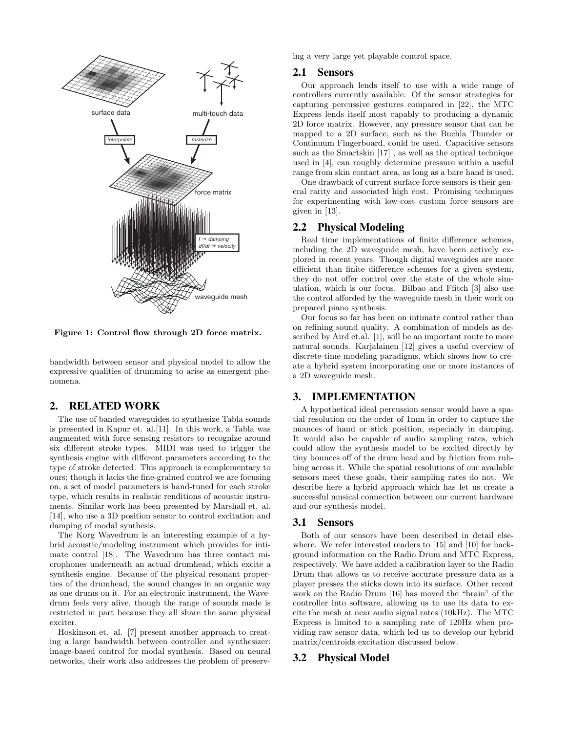Figure 1: Control flow through 2D force matrix.

bandwidth between sensor and physical model to allow the expressive qualities of drumming to arise as emergent phenomena.

## 2. RELATED WORK

The use of banded waveguides to synthesize Tabla sounds is presented in Kapur et. al.[11]. In this work, a Tabla was augmented with force sensing resistors to recognize around six different stroke types. MIDI was used to trigger the synthesis engine with different parameters according to the type of stroke detected. This approach is complementary to ours; though it lacks the fine-grained control we are focusing on, a set of model parameters is hand-tuned for each stroke type, which results in realistic renditions of acoustic instruments. Similar work has been presented by Marshall et. al. [14], who use a 3D position sensor to control excitation and damping of modal synthesis.

The Korg Wavedrum is an interesting example of a hybrid acoustic/modeling instrument which provides for intimate control [18]. The Wavedrum has three contact microphones underneath an actual drumhead, which excite a synthesis engine. Because of the physical resonant properties of the drumhead, the sound changes in an organic way as one drums on it. For an electronic instrument, the Wavedrum feels very alive, though the range of sounds made is restricted in part because they all share the same physical exciter.

Hoskinson et. al. [7] present another approach to creating a large bandwidth between controller and synthesizer: image-based control for modal synthesis. Based on neural networks, their work also addresses the problem of preserving a very large yet playable control space.

### 2.1 Sensors

Our approach lends itself to use with a wide range of controllers currently available. Of the sensor strategies for capturing percussive gestures compared in [22], the MTC Express lends itself most capably to producing a dynamic 2D force matrix. However, any pressure sensor that can be mapped to a 2D surface, such as the Buchla Thunder or Continuum Fingerboard, could be used. Capacitive sensors such as the Smartskin [17] , as well as the optical technique used in [4], can roughly determine pressure within a useful range from skin contact area, as long as a bare hand is used.

One drawback of current surface force sensors is their general rarity and associated high cost. Promising techniques for experimenting with low-cost custom force sensors are given in [13].

### 2.2 Physical Modeling

Real time implementations of finite difference schemes, including the 2D waveguide mesh, have been actively explored in recent years. Though digital waveguides are more efficient than finite difference schemes for a given system, they do not offer control over the state of the whole simulation, which is our focus. Bilbao and Ffitch [3] also use the control afforded by the waveguide mesh in their work on prepared piano synthesis.

Our focus so far has been on intimate control rather than on refining sound quality. A combination of models as described by Aird et.al. [1], will be an important route to more natural sounds. Karjalainen [12] gives a useful overview of discrete-time modeling paradigms, which shows how to create a hybrid system incorporating one or more instances of a 2D waveguide mesh.

## 3. IMPLEMENTATION

A hypothetical ideal percussion sensor would have a spatial resolution on the order of 1mm in order to capture the nuances of hand or stick position, especially in damping. It would also be capable of audio sampling rates, which could allow the synthesis model to be excited directly by tiny bounces off of the drum head and by friction from rubbing across it. While the spatial resolutions of our available sensors meet these goals, their sampling rates do not. We describe here a hybrid approach which has let us create a successful musical connection between our current hardware and our synthesis model.

### 3.1 Sensors

Both of our sensors have been described in detail elsewhere. We refer interested readers to [15] and [10] for background information on the Radio Drum and MTC Express, respectively. We have added a calibration layer to the Radio Drum that allows us to receive accurate pressure data as a player presses the sticks down into its surface. Other recent work on the Radio Drum [16] has moved the "brain" of the controller into software, allowing us to use its data to excite the mesh at near audio signal rates (10kHz). The MTC Express is limited to a sampling rate of 120Hz when providing raw sensor data, which led us to develop our hybrid matrix/centroids excitation discussed below.

### 3.2 Physical Model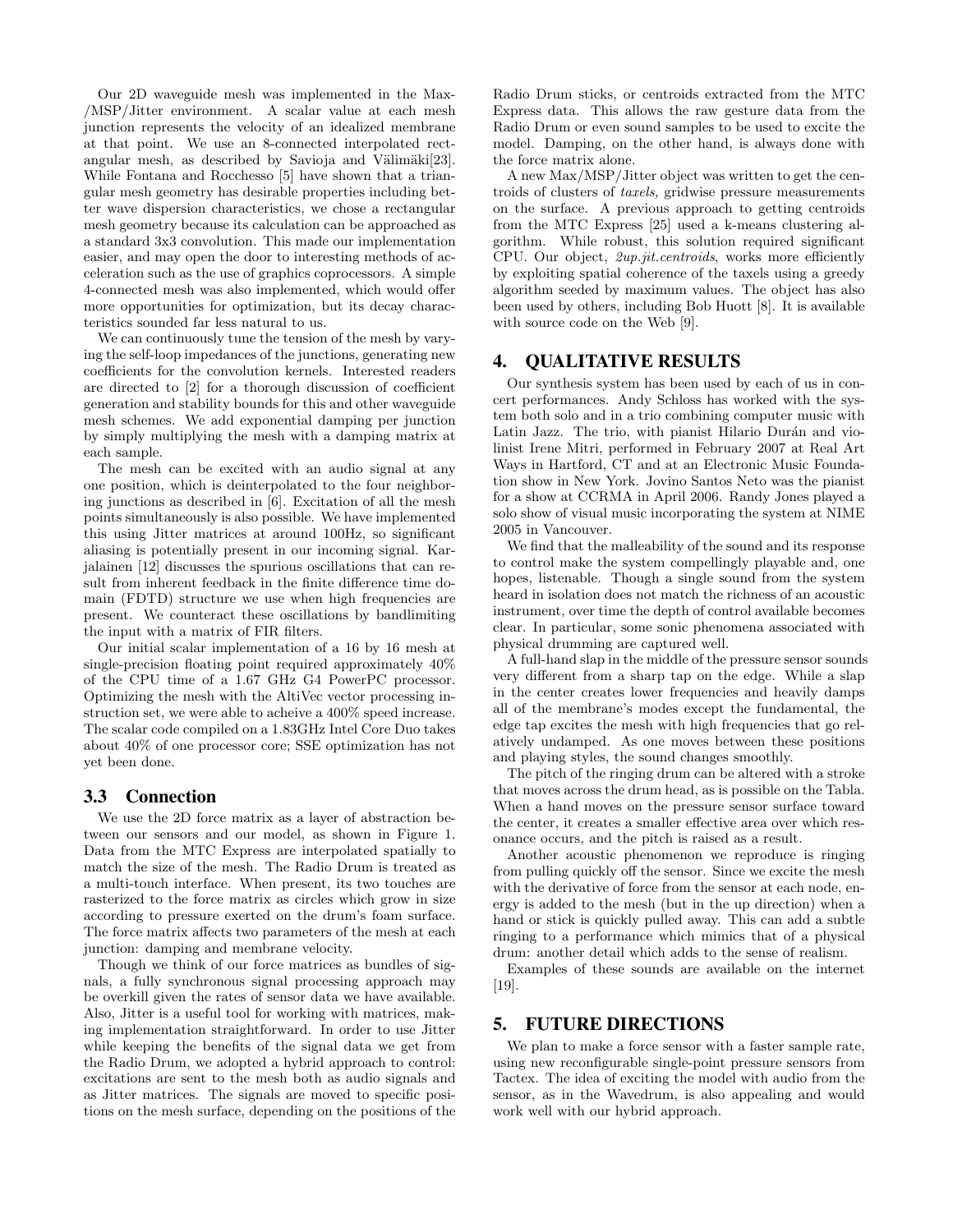Our 2D waveguide mesh was implemented in the Max-/MSP/Jitter environment. A scalar value at each mesh junction represents the velocity of an idealized membrane at that point. We use an 8-connected interpolated rectangular mesh, as described by Savioja and Välimäki[23]. While Fontana and Rocchesso [5] have shown that a triangular mesh geometry has desirable properties including better wave dispersion characteristics, we chose a rectangular mesh geometry because its calculation can be approached as a standard 3x3 convolution. This made our implementation easier, and may open the door to interesting methods of acceleration such as the use of graphics coprocessors. A simple 4-connected mesh was also implemented, which would offer more opportunities for optimization, but its decay characteristics sounded far less natural to us.

We can continuously tune the tension of the mesh by varying the self-loop impedances of the junctions, generating new coefficients for the convolution kernels. Interested readers are directed to [2] for a thorough discussion of coefficient generation and stability bounds for this and other waveguide mesh schemes. We add exponential damping per junction by simply multiplying the mesh with a damping matrix at each sample.

The mesh can be excited with an audio signal at any one position, which is deinterpolated to the four neighboring junctions as described in [6]. Excitation of all the mesh points simultaneously is also possible. We have implemented this using Jitter matrices at around 100Hz, so significant aliasing is potentially present in our incoming signal. Karjalainen [12] discusses the spurious oscillations that can result from inherent feedback in the finite difference time domain (FDTD) structure we use when high frequencies are present. We counteract these oscillations by bandlimiting the input with a matrix of FIR filters.

Our initial scalar implementation of a 16 by 16 mesh at single-precision floating point required approximately 40% of the CPU time of a 1.67 GHz G4 PowerPC processor. Optimizing the mesh with the AltiVec vector processing instruction set, we were able to acheive a 400% speed increase. The scalar code compiled on a 1.83GHz Intel Core Duo takes about 40% of one processor core; SSE optimization has not yet been done.

### 3.3 Connection

We use the 2D force matrix as a layer of abstraction between our sensors and our model, as shown in Figure 1. Data from the MTC Express are interpolated spatially to match the size of the mesh. The Radio Drum is treated as a multi-touch interface. When present, its two touches are rasterized to the force matrix as circles which grow in size according to pressure exerted on the drum's foam surface. The force matrix affects two parameters of the mesh at each junction: damping and membrane velocity.

Though we think of our force matrices as bundles of signals, a fully synchronous signal processing approach may be overkill given the rates of sensor data we have available. Also, Jitter is a useful tool for working with matrices, making implementation straightforward. In order to use Jitter while keeping the benefits of the signal data we get from the Radio Drum, we adopted a hybrid approach to control: excitations are sent to the mesh both as audio signals and as Jitter matrices. The signals are moved to specific positions on the mesh surface, depending on the positions of the Radio Drum sticks, or centroids extracted from the MTC Express data. This allows the raw gesture data from the Radio Drum or even sound samples to be used to excite the model. Damping, on the other hand, is always done with the force matrix alone.

A new Max/MSP/Jitter object was written to get the centroids of clusters of *taxels,* gridwise pressure measurements on the surface. A previous approach to getting centroids from the MTC Express [25] used a k-means clustering algorithm. While robust, this solution required significant CPU. Our object, *2up.jit.centroids*, works more efficiently by exploiting spatial coherence of the taxels using a greedy algorithm seeded by maximum values. The object has also been used by others, including Bob Huott [8]. It is available with source code on the Web [9].

## 4. QUALITATIVE RESULTS

Our synthesis system has been used by each of us in concert performances. Andy Schloss has worked with the system both solo and in a trio combining computer music with Latin Jazz. The trio, with pianist Hilario Durán and violinist Irene Mitri, performed in February 2007 at Real Art Ways in Hartford, CT and at an Electronic Music Foundation show in New York. Jovino Santos Neto was the pianist for a show at CCRMA in April 2006. Randy Jones played a solo show of visual music incorporating the system at NIME 2005 in Vancouver.

We find that the malleability of the sound and its response to control make the system compellingly playable and, one hopes, listenable. Though a single sound from the system heard in isolation does not match the richness of an acoustic instrument, over time the depth of control available becomes clear. In particular, some sonic phenomena associated with physical drumming are captured well.

A full-hand slap in the middle of the pressure sensor sounds very different from a sharp tap on the edge. While a slap in the center creates lower frequencies and heavily damps all of the membrane's modes except the fundamental, the edge tap excites the mesh with high frequencies that go relatively undamped. As one moves between these positions and playing styles, the sound changes smoothly.

The pitch of the ringing drum can be altered with a stroke that moves across the drum head, as is possible on the Tabla. When a hand moves on the pressure sensor surface toward the center, it creates a smaller effective area over which resonance occurs, and the pitch is raised as a result.

Another acoustic phenomenon we reproduce is ringing from pulling quickly off the sensor. Since we excite the mesh with the derivative of force from the sensor at each node, energy is added to the mesh (but in the up direction) when a hand or stick is quickly pulled away. This can add a subtle ringing to a performance which mimics that of a physical drum: another detail which adds to the sense of realism.

Examples of these sounds are available on the internet [19].

## 5. FUTURE DIRECTIONS

We plan to make a force sensor with a faster sample rate, using new reconfigurable single-point pressure sensors from Tactex. The idea of exciting the model with audio from the sensor, as in the Wavedrum, is also appealing and would work well with our hybrid approach.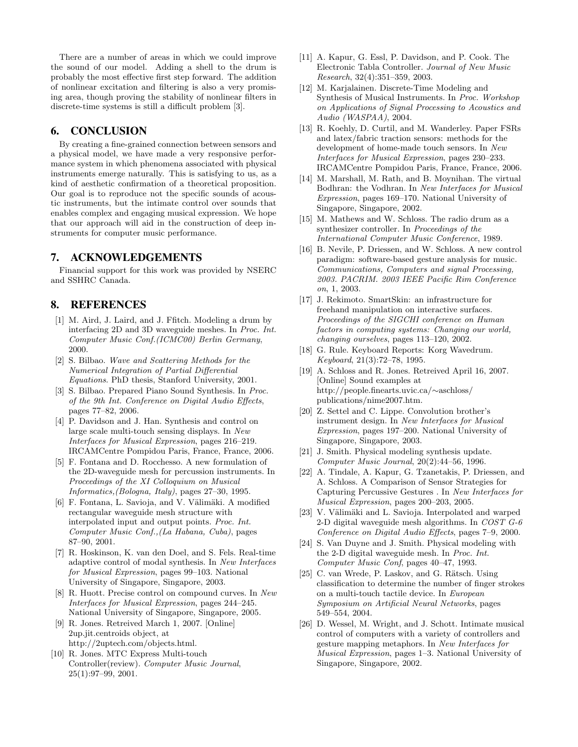There are a number of areas in which we could improve the sound of our model. Adding a shell to the drum is probably the most effective first step forward. The addition of nonlinear excitation and filtering is also a very promising area, though proving the stability of nonlinear filters in discrete-time systems is still a difficult problem [3].

## 6. CONCLUSION

By creating a fine-grained connection between sensors and a physical model, we have made a very responsive performance system in which phenomena associated with physical instruments emerge naturally. This is satisfying to us, as a kind of aesthetic confirmation of a theoretical proposition. Our goal is to reproduce not the specific sounds of acoustic instruments, but the intimate control over sounds that enables complex and engaging musical expression. We hope that our approach will aid in the construction of deep instruments for computer music performance.

## 7. ACKNOWLEDGEMENTS

Financial support for this work was provided by NSERC and SSHRC Canada.

## 8. REFERENCES

[1] M. Aird, J. Laird, and J. Ffitch. Modeling a drum by interfacing 2D and 3D waveguide meshes. In *Proc. Int. Computer Music Conf.(ICMC00) Berlin Germany*, 2000.

[2] S. Bilbao. *Wave and Scattering Methods for the Numerical Integration of Partial Differential Equations*. PhD thesis, Stanford University, 2001.

[3] S. Bilbao. Prepared Piano Sound Synthesis. In *Proc. of the 9th Int. Conference on Digital Audio Effects*, pages 77–82, 2006.

[4] P. Davidson and J. Han. Synthesis and control on large scale multi-touch sensing displays. In *New Interfaces for Musical Expression*, pages 216–219. IRCAMCentre Pompidou Paris, France, France, 2006.

[5] F. Fontana and D. Rocchesso. A new formulation of the 2D-waveguide mesh for percussion instruments. In *Proceedings of the XI Colloquium on Musical Informatics,(Bologna, Italy)*, pages 27–30, 1995.

[6] F. Fontana, L. Savioja, and V. Välimäki. A modified rectangular waveguide mesh structure with interpolated input and output points. *Proc. Int. Computer Music Conf.,(La Habana, Cuba)*, pages 87–90, 2001.

[7] R. Hoskinson, K. van den Doel, and S. Fels. Real-time adaptive control of modal synthesis. In *New Interfaces for Musical Expression*, pages 99–103. National University of Singapore, Singapore, 2003.

[8] R. Huott. Precise control on compound curves. In *New Interfaces for Musical Expression*, pages 244–245. National University of Singapore, Singapore, 2005.

[9] R. Jones. Retreived March 1, 2007. [Online] 2up.jit.centroids object, at http://2uptech.com/objects.html.

[10] R. Jones. MTC Express Multi-touch Controller(review). *Computer Music Journal*, 25(1):97–99, 2001.

[11] A. Kapur, G. Essl, P. Davidson, and P. Cook. The Electronic Tabla Controller. *Journal of New Music Research*, 32(4):351–359, 2003.

[12] M. Karjalainen. Discrete-Time Modeling and Synthesis of Musical Instruments. In *Proc. Workshop on Applications of Signal Processing to Acoustics and Audio (WASPAA)*, 2004.

[13] R. Koehly, D. Curtil, and M. Wanderley. Paper FSRs and latex/fabric traction sensors: methods for the development of home-made touch sensors. In *New Interfaces for Musical Expression*, pages 230–233. IRCAMCentre Pompidou Paris, France, France, 2006.

[14] M. Marshall, M. Rath, and B. Moynihan. The virtual Bodhran: the Vodhran. In *New Interfaces for Musical Expression*, pages 169–170. National University of Singapore, Singapore, 2002.

[15] M. Mathews and W. Schloss. The radio drum as a synthesizer controller. In *Proceedings of the International Computer Music Conference*, 1989.

[16] B. Nevile, P. Driessen, and W. Schloss. A new control paradigm: software-based gesture analysis for music. *Communications, Computers and signal Processing, 2003. PACRIM. 2003 IEEE Pacific Rim Conference on*, 1, 2003.

[17] J. Rekimoto. SmartSkin: an infrastructure for freehand manipulation on interactive surfaces. *Proceedings of the SIGCHI conference on Human factors in computing systems: Changing our world, changing ourselves*, pages 113–120, 2002.

[18] G. Rule. Keyboard Reports: Korg Wavedrum. *Keyboard*, 21(3):72–78, 1995.

[19] A. Schloss and R. Jones. Retreived April 16, 2007. [Online] Sound examples at http://people.finearts.uvic.ca/∼aschloss/publications/nime2007.htm.

[20] Z. Settel and C. Lippe. Convolution brother's instrument design. In *New Interfaces for Musical Expression*, pages 197–200. National University of Singapore, Singapore, 2003.

[21] J. Smith. Physical modeling synthesis update. *Computer Music Journal*, 20(2):44–56, 1996.

[22] A. Tindale, A. Kapur, G. Tzanetakis, P. Driessen, and A. Schloss. A Comparison of Sensor Strategies for Capturing Percussive Gestures . In *New Interfaces for Musical Expression*, pages 200–203, 2005.

[23] V. Välimäki and L. Savioja. Interpolated and warped 2-D digital waveguide mesh algorithms. In *COST G-6 Conference on Digital Audio Effects*, pages 7–9, 2000.

[24] S. Van Duyne and J. Smith. Physical modeling with the 2-D digital waveguide mesh. In *Proc. Int. Computer Music Conf*, pages 40–47, 1993.

[25] C. van Wrede, P. Laskov, and G. Rätsch. Using classification to determine the number of finger strokes on a multi-touch tactile device. In *European Symposium on Artificial Neural Networks*, pages 549–554, 2004.

[26] D. Wessel, M. Wright, and J. Schott. Intimate musical control of computers with a variety of controllers and gesture mapping metaphors. In *New Interfaces for Musical Expression*, pages 1–3. National University of Singapore, Singapore, 2002.